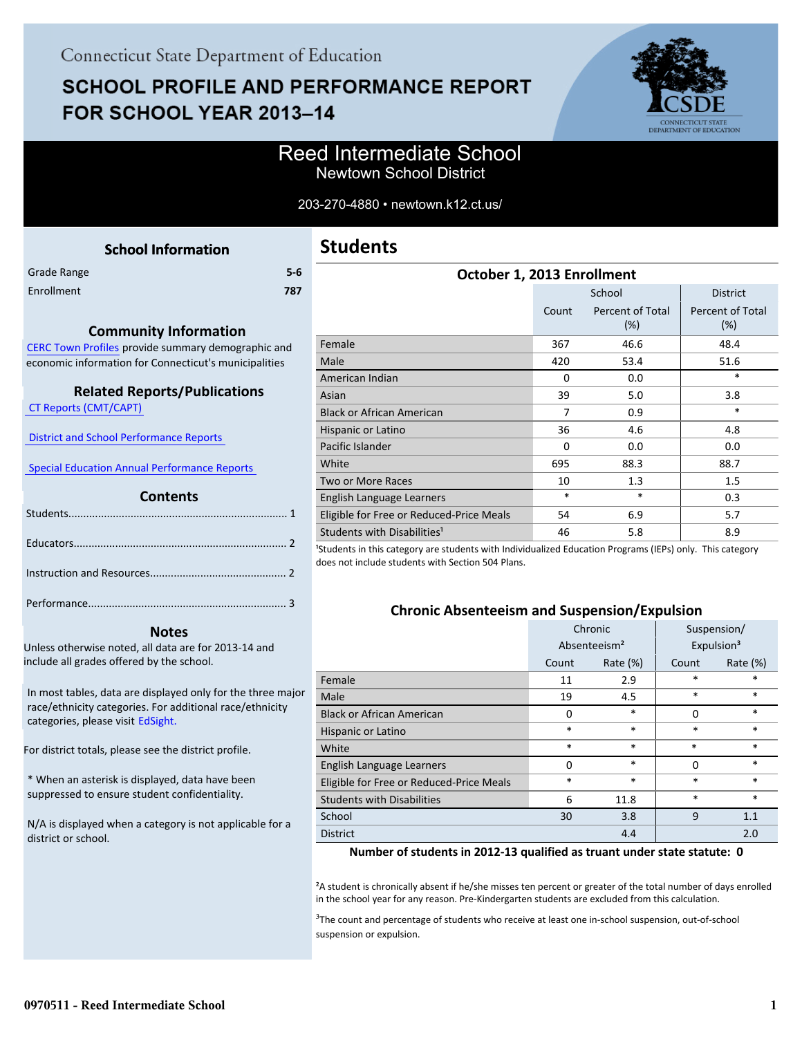Connecticut State Department of Education

# SCHOOL PROFILE AND PERFORMANCE REPORT FOR SCHOOL YEAR 2013–14

## Reed Intermediate School
Newtown School District

203-270-4880 • newtown.k12.ct.us/

### School Information

| | |
|---|---|
| Grade Range | 5-6 |
| Enrollment | 787 |

### Community Information

CERC Town Profiles provide summary demographic and economic information for Connecticut's municipalities

### Related Reports/Publications

CT Reports (CMT/CAPT)

District and School Performance Reports

Special Education Annual Performance Reports

### Contents

Students........................................................................ 1

Educators...................................................................... 2

Instruction and Resources............................................. 2

Performance.................................................................. 3

### Notes

Unless otherwise noted, all data are for 2013-14 and include all grades offered by the school.

In most tables, data are displayed only for the three major race/ethnicity categories. For additional race/ethnicity categories, please visit EdSight.

For district totals, please see the district profile.

* When an asterisk is displayed, data have been suppressed to ensure student confidentiality.

N/A is displayed when a category is not applicable for a district or school.

## Students

### October 1, 2013 Enrollment

| | School | | District |
|---|---|---|---|
| | Count | Percent of Total (%) | Percent of Total (%) |
| Female | 367 | 46.6 | 48.4 |
| Male | 420 | 53.4 | 51.6 |
| American Indian | 0 | 0.0 | * |
| Asian | 39 | 5.0 | 3.8 |
| Black or African American | 7 | 0.9 | * |
| Hispanic or Latino | 36 | 4.6 | 4.8 |
| Pacific Islander | 0 | 0.0 | 0.0 |
| White | 695 | 88.3 | 88.7 |
| Two or More Races | 10 | 1.3 | 1.5 |
| English Language Learners | * | * | 0.3 |
| Eligible for Free or Reduced-Price Meals | 54 | 6.9 | 5.7 |
| Students with Disabilities[1] | 46 | 5.8 | 8.9 |

[1]Students in this category are students with Individualized Education Programs (IEPs) only. This category does not include students with Section 504 Plans.

### Chronic Absenteeism and Suspension/Expulsion

| | Chronic Absenteeism[2] | | Suspension/ Expulsion[3] | |
|---|---|---|---|---|
| | Count | Rate (%) | Count | Rate (%) |
| Female | 11 | 2.9 | * | * |
| Male | 19 | 4.5 | * | * |
| Black or African American | 0 | * | 0 | * |
| Hispanic or Latino | * | * | * | * |
| White | * | * | * | * |
| English Language Learners | 0 | * | 0 | * |
| Eligible for Free or Reduced-Price Meals | * | * | * | * |
| Students with Disabilities | 6 | 11.8 | * | * |
| School | 30 | 3.8 | 9 | 1.1 |
| District | | 4.4 | | 2.0 |

**Number of students in 2012-13 qualified as truant under state statute: 0**

[2]A student is chronically absent if he/she misses ten percent or greater of the total number of days enrolled in the school year for any reason. Pre-Kindergarten students are excluded from this calculation.

[3]The count and percentage of students who receive at least one in-school suspension, out-of-school suspension or expulsion.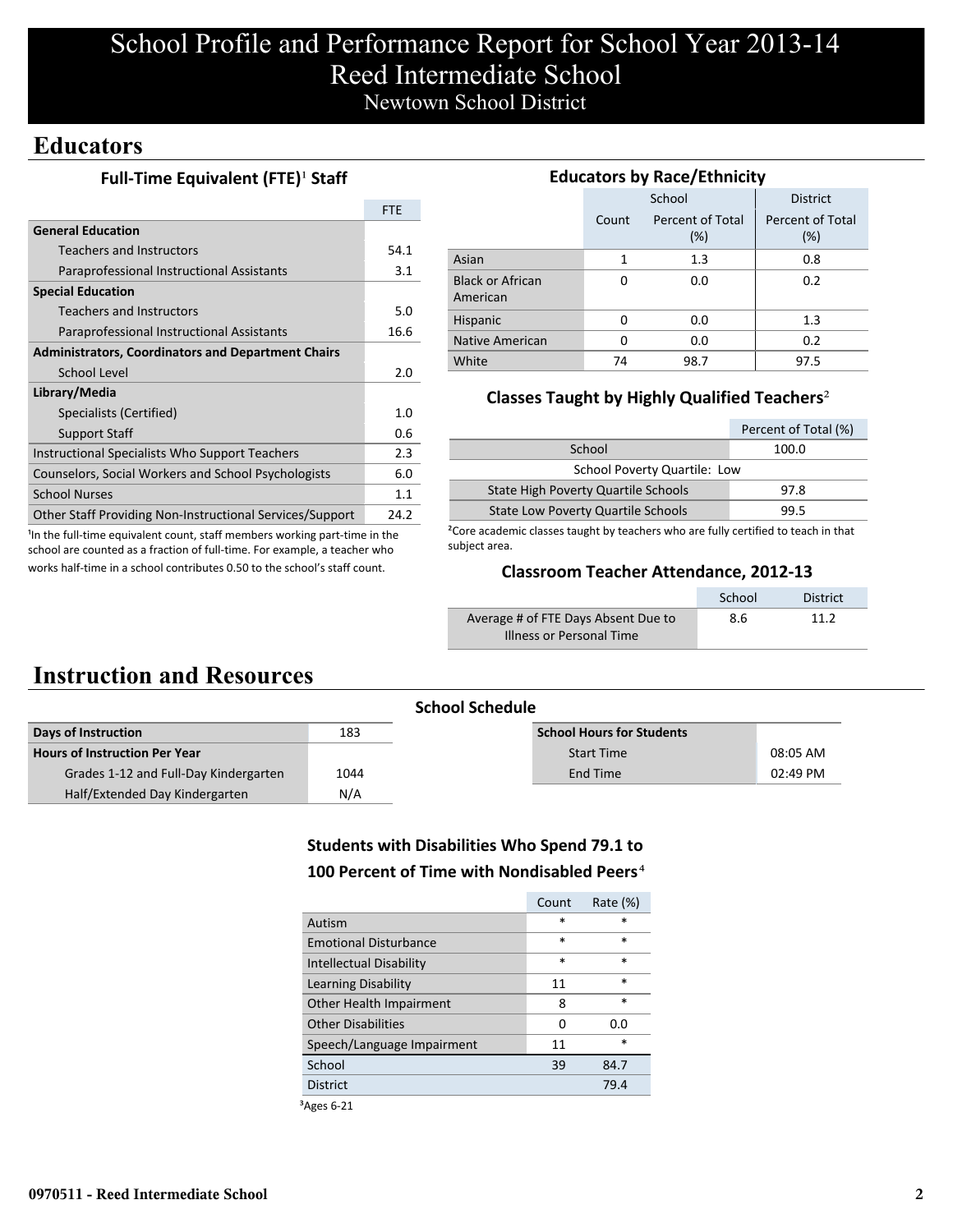# School Profile and Performance Report for School Year 2013-14
## Reed Intermediate School
### Newtown School District

## Educators

### Full-Time Equivalent (FTE)[1] Staff

| | FTE |
|---|---|
| **General Education** | |
| Teachers and Instructors | 54.1 |
| Paraprofessional Instructional Assistants | 3.1 |
| **Special Education** | |
| Teachers and Instructors | 5.0 |
| Paraprofessional Instructional Assistants | 16.6 |
| **Administrators, Coordinators and Department Chairs** | |
| School Level | 2.0 |
| **Library/Media** | |
| Specialists (Certified) | 1.0 |
| Support Staff | 0.6 |
| Instructional Specialists Who Support Teachers | 2.3 |
| Counselors, Social Workers and School Psychologists | 6.0 |
| School Nurses | 1.1 |
| Other Staff Providing Non-Instructional Services/Support | 24.2 |

[1]In the full-time equivalent count, staff members working part-time in the school are counted as a fraction of full-time. For example, a teacher who works half-time in a school contributes 0.50 to the school's staff count.

### Educators by Race/Ethnicity

| | School | | District |
|---|---|---|---|
| | Count | Percent of Total (%) | Percent of Total (%) |
| Asian | 1 | 1.3 | 0.8 |
| Black or African American | 0 | 0.0 | 0.2 |
| Hispanic | 0 | 0.0 | 1.3 |
| Native American | 0 | 0.0 | 0.2 |
| White | 74 | 98.7 | 97.5 |

### Classes Taught by Highly Qualified Teachers[2]

| | Percent of Total (%) |
|---|---|
| School | 100.0 |
| School Poverty Quartile: Low | |
| State High Poverty Quartile Schools | 97.8 |
| State Low Poverty Quartile Schools | 99.5 |

[2]Core academic classes taught by teachers who are fully certified to teach in that subject area.

### Classroom Teacher Attendance, 2012-13

| | School | District |
|---|---|---|
| Average # of FTE Days Absent Due to Illness or Personal Time | 8.6 | 11.2 |

## Instruction and Resources

### School Schedule

| | |
|---|---|
| **Days of Instruction** | 183 |
| **Hours of Instruction Per Year** | |
| Grades 1-12 and Full-Day Kindergarten | 1044 |
| Half/Extended Day Kindergarten | N/A |

| **School Hours for Students** | |
|---|---|
| Start Time | 08:05 AM |
| End Time | 02:49 PM |

### Students with Disabilities Who Spend 79.1 to 100 Percent of Time with Nondisabled Peers[4]

| | Count | Rate (%) |
|---|---|---|
| Autism | * | * |
| Emotional Disturbance | * | * |
| Intellectual Disability | * | * |
| Learning Disability | 11 | * |
| Other Health Impairment | 8 | * |
| Other Disabilities | 0 | 0.0 |
| Speech/Language Impairment | 11 | * |
| School | 39 | 84.7 |
| District | | 79.4 |

[3]Ages 6-21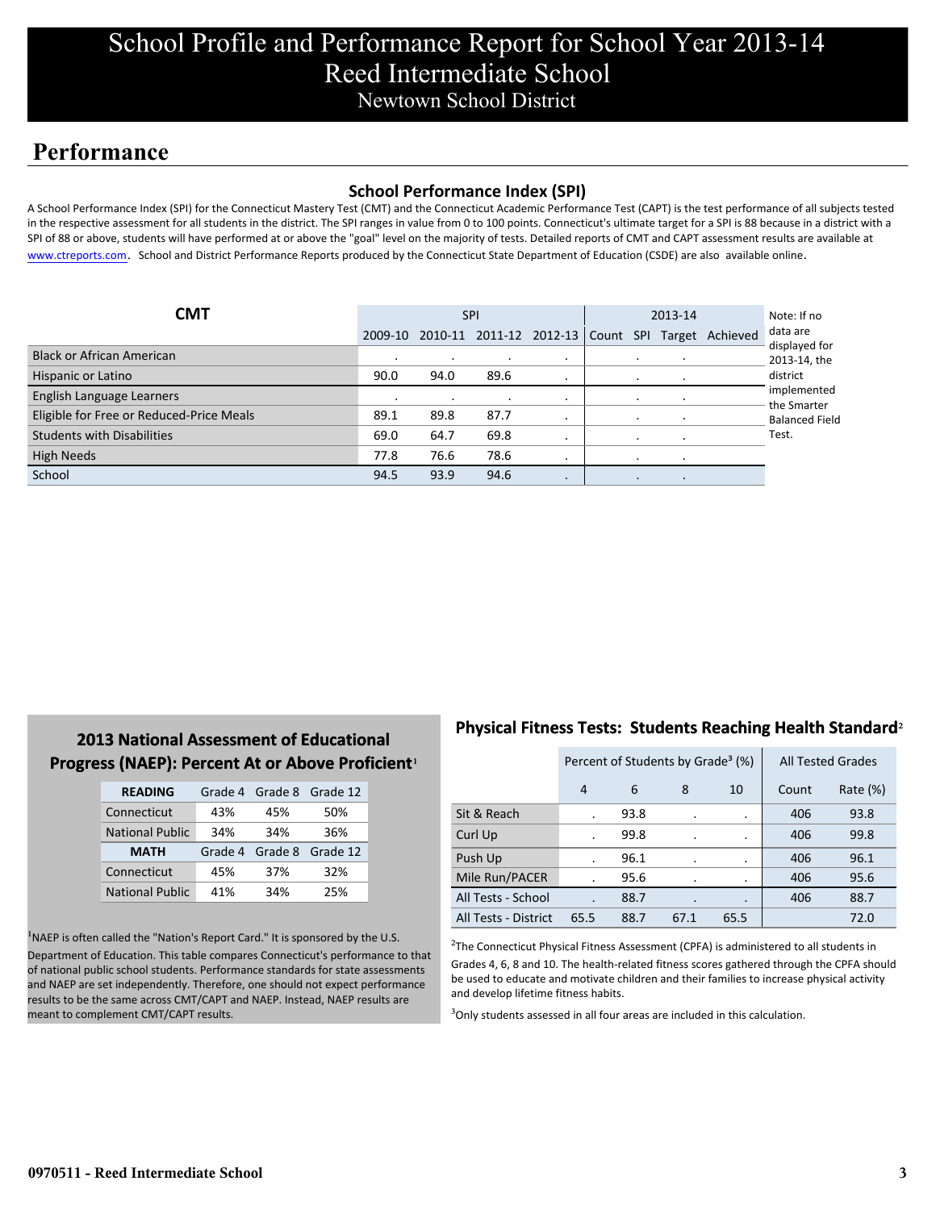# School Profile and Performance Report for School Year 2013-14
# Reed Intermediate School
## Newtown School District

## Performance

### School Performance Index (SPI)

A School Performance Index (SPI) for the Connecticut Mastery Test (CMT) and the Connecticut Academic Performance Test (CAPT) is the test performance of all subjects tested in the respective assessment for all students in the district. The SPI ranges in value from 0 to 100 points. Connecticut's ultimate target for a SPI is 88 because in a district with a SPI of 88 or above, students will have performed at or above the "goal" level on the majority of tests. Detailed reports of CMT and CAPT assessment results are available at www.ctreports.com. School and District Performance Reports produced by the Connecticut State Department of Education (CSDE) are also available online.

| CMT | SPI | | | | 2013-14 | | | |
|---|---|---|---|---|---|---|---|---|
| | 2009-10 | 2010-11 | 2011-12 | 2012-13 | Count | SPI | Target | Achieved |
| Black or African American | . | . | . | . | . | . | | |
| Hispanic or Latino | 90.0 | 94.0 | 89.6 | . | . | . | | |
| English Language Learners | . | . | . | . | . | . | | |
| Eligible for Free or Reduced-Price Meals | 89.1 | 89.8 | 87.7 | . | . | . | | |
| Students with Disabilities | 69.0 | 64.7 | 69.8 | . | . | . | | |
| High Needs | 77.8 | 76.6 | 78.6 | . | . | . | | |
| School | 94.5 | 93.9 | 94.6 | . | . | . | | |

Note: If no data are displayed for 2013-14, the district implemented the Smarter Balanced Field Test.

### 2013 National Assessment of Educational Progress (NAEP): Percent At or Above Proficient[1]

| READING | Grade 4 | Grade 8 | Grade 12 |
|---|---|---|---|
| Connecticut | 43% | 45% | 50% |
| National Public | 34% | 34% | 36% |
| **MATH** | **Grade 4** | **Grade 8** | **Grade 12** |
| Connecticut | 45% | 37% | 32% |
| National Public | 41% | 34% | 25% |

[1]NAEP is often called the "Nation's Report Card." It is sponsored by the U.S. Department of Education. This table compares Connecticut's performance to that of national public school students. Performance standards for state assessments and NAEP are set independently. Therefore, one should not expect performance results to be the same across CMT/CAPT and NAEP. Instead, NAEP results are meant to complement CMT/CAPT results.

### Physical Fitness Tests: Students Reaching Health Standard[2]

| | Percent of Students by Grade[3] (%) | | | | All Tested Grades | |
|---|---|---|---|---|---|---|
| | 4 | 6 | 8 | 10 | Count | Rate (%) |
| Sit & Reach | . | 93.8 | . | . | 406 | 93.8 |
| Curl Up | . | 99.8 | . | . | 406 | 99.8 |
| Push Up | . | 96.1 | . | . | 406 | 96.1 |
| Mile Run/PACER | . | 95.6 | . | . | 406 | 95.6 |
| All Tests - School | . | 88.7 | . | . | 406 | 88.7 |
| All Tests - District | 65.5 | 88.7 | 67.1 | 65.5 | | 72.0 |

[2]The Connecticut Physical Fitness Assessment (CPFA) is administered to all students in Grades 4, 6, 8 and 10. The health-related fitness scores gathered through the CPFA should be used to educate and motivate children and their families to increase physical activity and develop lifetime fitness habits.

[3]Only students assessed in all four areas are included in this calculation.